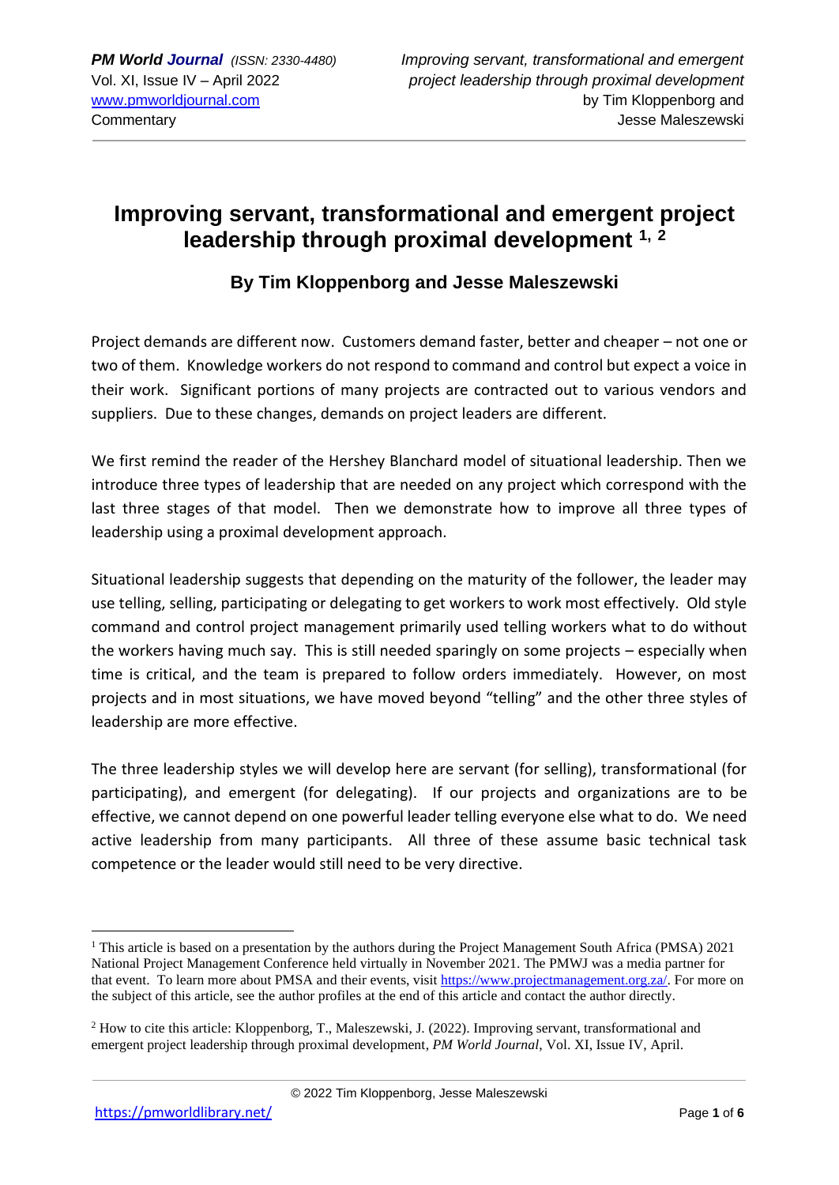# Improving servant, transformational and emergent project leadership through proximal development [1, 2]

### By Tim Kloppenborg and Jesse Maleszewski

Project demands are different now. Customers demand faster, better and cheaper – not one or two of them. Knowledge workers do not respond to command and control but expect a voice in their work. Significant portions of many projects are contracted out to various vendors and suppliers. Due to these changes, demands on project leaders are different.

We first remind the reader of the Hershey Blanchard model of situational leadership. Then we introduce three types of leadership that are needed on any project which correspond with the last three stages of that model. Then we demonstrate how to improve all three types of leadership using a proximal development approach.

Situational leadership suggests that depending on the maturity of the follower, the leader may use telling, selling, participating or delegating to get workers to work most effectively. Old style command and control project management primarily used telling workers what to do without the workers having much say. This is still needed sparingly on some projects – especially when time is critical, and the team is prepared to follow orders immediately. However, on most projects and in most situations, we have moved beyond "telling" and the other three styles of leadership are more effective.

The three leadership styles we will develop here are servant (for selling), transformational (for participating), and emergent (for delegating). If our projects and organizations are to be effective, we cannot depend on one powerful leader telling everyone else what to do. We need active leadership from many participants. All three of these assume basic technical task competence or the leader would still need to be very directive.

---

[1] This article is based on a presentation by the authors during the Project Management South Africa (PMSA) 2021 National Project Management Conference held virtually in November 2021. The PMWJ was a media partner for that event. To learn more about PMSA and their events, visit https://www.projectmanagement.org.za/. For more on the subject of this article, see the author profiles at the end of this article and contact the author directly.

[2] How to cite this article: Kloppenborg, T., Maleszewski, J. (2022). Improving servant, transformational and emergent project leadership through proximal development, *PM World Journal*, Vol. XI, Issue IV, April.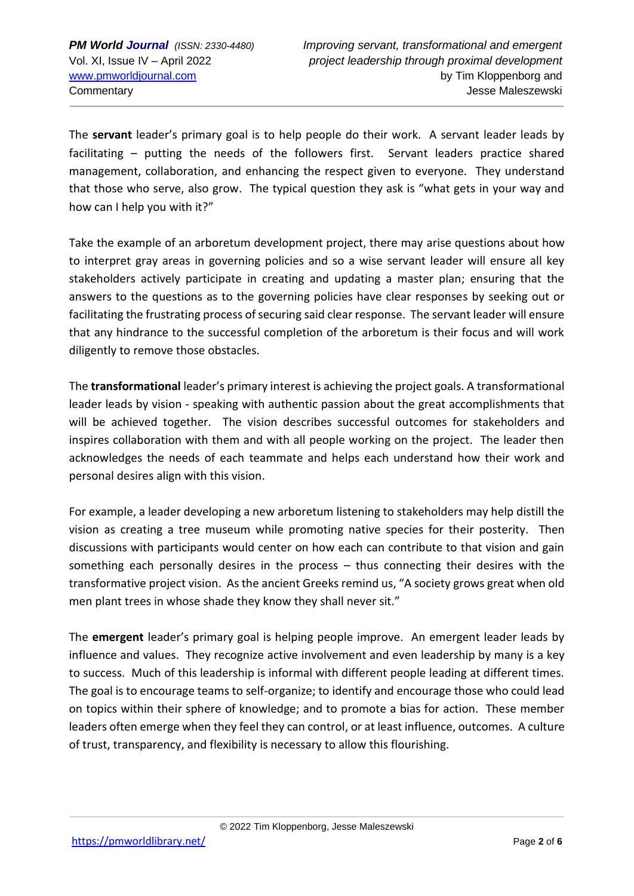The **servant** leader's primary goal is to help people do their work. A servant leader leads by facilitating – putting the needs of the followers first. Servant leaders practice shared management, collaboration, and enhancing the respect given to everyone. They understand that those who serve, also grow. The typical question they ask is "what gets in your way and how can I help you with it?"

Take the example of an arboretum development project, there may arise questions about how to interpret gray areas in governing policies and so a wise servant leader will ensure all key stakeholders actively participate in creating and updating a master plan; ensuring that the answers to the questions as to the governing policies have clear responses by seeking out or facilitating the frustrating process of securing said clear response. The servant leader will ensure that any hindrance to the successful completion of the arboretum is their focus and will work diligently to remove those obstacles.

The **transformational** leader's primary interest is achieving the project goals. A transformational leader leads by vision - speaking with authentic passion about the great accomplishments that will be achieved together. The vision describes successful outcomes for stakeholders and inspires collaboration with them and with all people working on the project. The leader then acknowledges the needs of each teammate and helps each understand how their work and personal desires align with this vision.

For example, a leader developing a new arboretum listening to stakeholders may help distill the vision as creating a tree museum while promoting native species for their posterity. Then discussions with participants would center on how each can contribute to that vision and gain something each personally desires in the process – thus connecting their desires with the transformative project vision. As the ancient Greeks remind us, "A society grows great when old men plant trees in whose shade they know they shall never sit."

The **emergent** leader's primary goal is helping people improve. An emergent leader leads by influence and values. They recognize active involvement and even leadership by many is a key to success. Much of this leadership is informal with different people leading at different times. The goal is to encourage teams to self-organize; to identify and encourage those who could lead on topics within their sphere of knowledge; and to promote a bias for action. These member leaders often emerge when they feel they can control, or at least influence, outcomes. A culture of trust, transparency, and flexibility is necessary to allow this flourishing.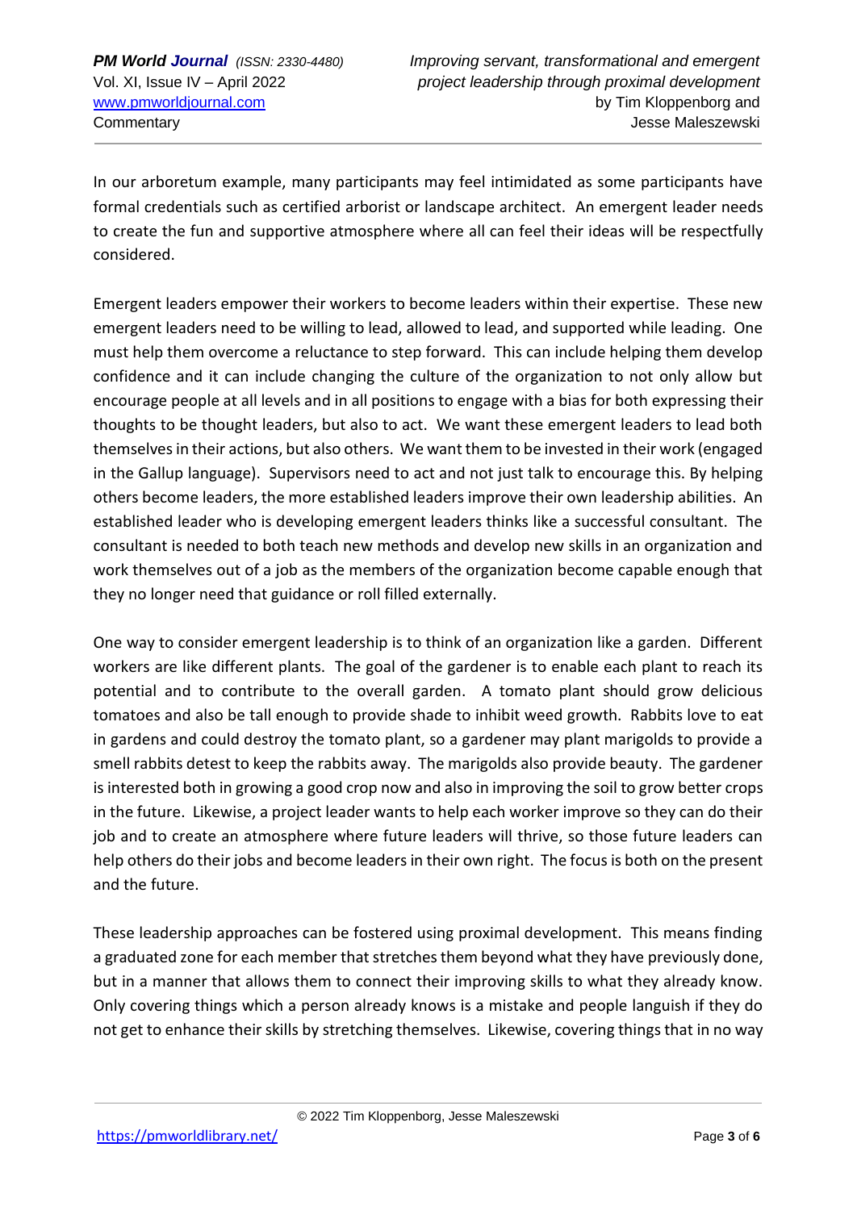In our arboretum example, many participants may feel intimidated as some participants have formal credentials such as certified arborist or landscape architect. An emergent leader needs to create the fun and supportive atmosphere where all can feel their ideas will be respectfully considered.

Emergent leaders empower their workers to become leaders within their expertise. These new emergent leaders need to be willing to lead, allowed to lead, and supported while leading. One must help them overcome a reluctance to step forward. This can include helping them develop confidence and it can include changing the culture of the organization to not only allow but encourage people at all levels and in all positions to engage with a bias for both expressing their thoughts to be thought leaders, but also to act. We want these emergent leaders to lead both themselves in their actions, but also others. We want them to be invested in their work (engaged in the Gallup language). Supervisors need to act and not just talk to encourage this. By helping others become leaders, the more established leaders improve their own leadership abilities. An established leader who is developing emergent leaders thinks like a successful consultant. The consultant is needed to both teach new methods and develop new skills in an organization and work themselves out of a job as the members of the organization become capable enough that they no longer need that guidance or roll filled externally.

One way to consider emergent leadership is to think of an organization like a garden. Different workers are like different plants. The goal of the gardener is to enable each plant to reach its potential and to contribute to the overall garden. A tomato plant should grow delicious tomatoes and also be tall enough to provide shade to inhibit weed growth. Rabbits love to eat in gardens and could destroy the tomato plant, so a gardener may plant marigolds to provide a smell rabbits detest to keep the rabbits away. The marigolds also provide beauty. The gardener is interested both in growing a good crop now and also in improving the soil to grow better crops in the future. Likewise, a project leader wants to help each worker improve so they can do their job and to create an atmosphere where future leaders will thrive, so those future leaders can help others do their jobs and become leaders in their own right. The focus is both on the present and the future.

These leadership approaches can be fostered using proximal development. This means finding a graduated zone for each member that stretches them beyond what they have previously done, but in a manner that allows them to connect their improving skills to what they already know. Only covering things which a person already knows is a mistake and people languish if they do not get to enhance their skills by stretching themselves. Likewise, covering things that in no way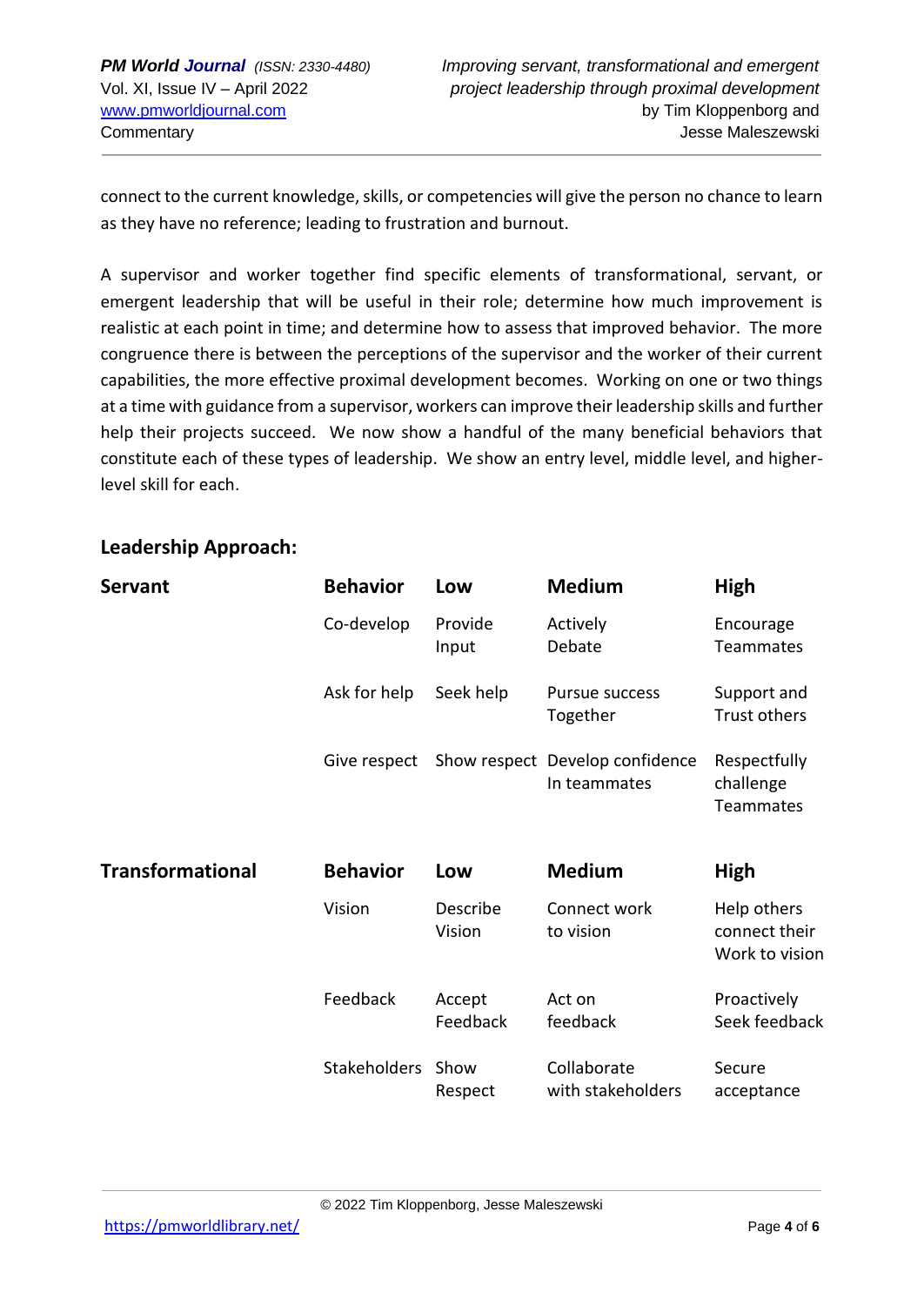connect to the current knowledge, skills, or competencies will give the person no chance to learn as they have no reference; leading to frustration and burnout.

A supervisor and worker together find specific elements of transformational, servant, or emergent leadership that will be useful in their role; determine how much improvement is realistic at each point in time; and determine how to assess that improved behavior. The more congruence there is between the perceptions of the supervisor and the worker of their current capabilities, the more effective proximal development becomes. Working on one or two things at a time with guidance from a supervisor, workers can improve their leadership skills and further help their projects succeed. We now show a handful of the many beneficial behaviors that constitute each of these types of leadership. We show an entry level, middle level, and higher-level skill for each.

## Leadership Approach:

| **Servant** | **Behavior** | **Low** | **Medium** | **High** |
|---|---|---|---|---|
| | Co-develop | Provide Input | Actively Debate | Encourage Teammates |
| | Ask for help | Seek help | Pursue success Together | Support and Trust others |
| | Give respect | Show respect | Develop confidence In teammates | Respectfully challenge Teammates |

| **Transformational** | **Behavior** | **Low** | **Medium** | **High** |
|---|---|---|---|---|
| | Vision | Describe Vision | Connect work to vision | Help others connect their Work to vision |
| | Feedback | Accept Feedback | Act on feedback | Proactively Seek feedback |
| | Stakeholders | Show Respect | Collaborate with stakeholders | Secure acceptance |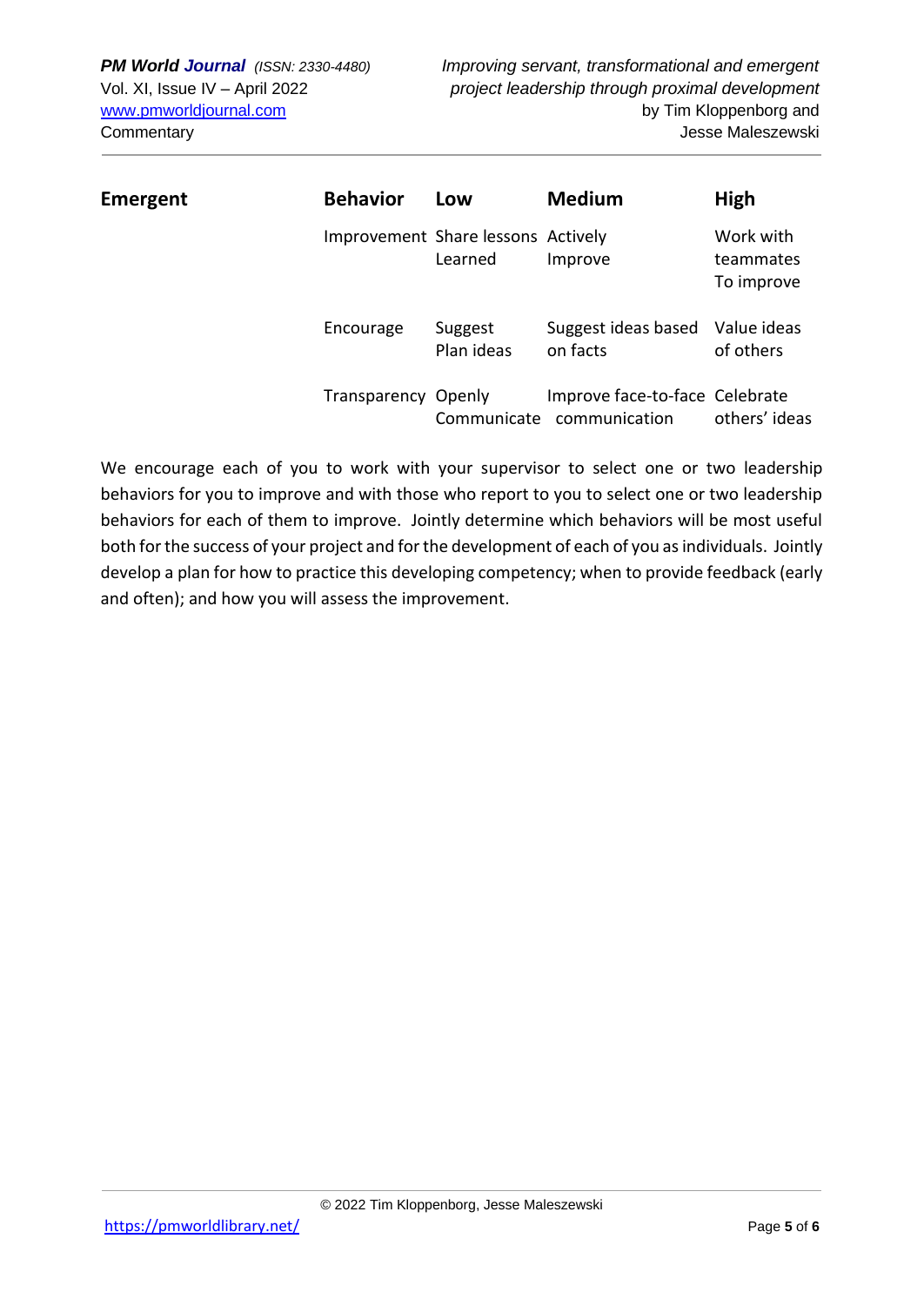| Emergent | Behavior | Low | Medium | High |
|---|---|---|---|---|
| | Improvement | Share lessons Learned | Actively Improve | Work with teammates To improve |
| | Encourage | Suggest Plan ideas | Suggest ideas based on facts | Value ideas of others |
| | Transparency | Openly Communicate | Improve face-to-face communication | Celebrate others' ideas |

We encourage each of you to work with your supervisor to select one or two leadership behaviors for you to improve and with those who report to you to select one or two leadership behaviors for each of them to improve. Jointly determine which behaviors will be most useful both for the success of your project and for the development of each of you as individuals. Jointly develop a plan for how to practice this developing competency; when to provide feedback (early and often); and how you will assess the improvement.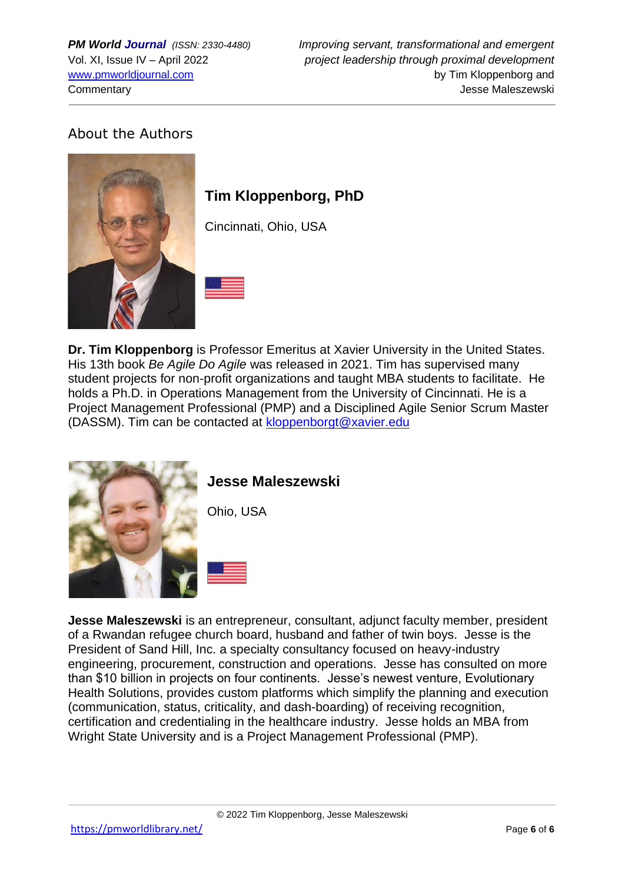## About the Authors

### Tim Kloppenborg, PhD

Cincinnati, Ohio, USA

**Dr. Tim Kloppenborg** is Professor Emeritus at Xavier University in the United States. His 13th book *Be Agile Do Agile* was released in 2021. Tim has supervised many student projects for non-profit organizations and taught MBA students to facilitate. He holds a Ph.D. in Operations Management from the University of Cincinnati. He is a Project Management Professional (PMP) and a Disciplined Agile Senior Scrum Master (DASSM). Tim can be contacted at kloppenborgt@xavier.edu

### Jesse Maleszewski

Ohio, USA

**Jesse Maleszewski** is an entrepreneur, consultant, adjunct faculty member, president of a Rwandan refugee church board, husband and father of twin boys. Jesse is the President of Sand Hill, Inc. a specialty consultancy focused on heavy-industry engineering, procurement, construction and operations. Jesse has consulted on more than $10 billion in projects on four continents. Jesse's newest venture, Evolutionary Health Solutions, provides custom platforms which simplify the planning and execution (communication, status, criticality, and dash-boarding) of receiving recognition, certification and credentialing in the healthcare industry. Jesse holds an MBA from Wright State University and is a Project Management Professional (PMP).